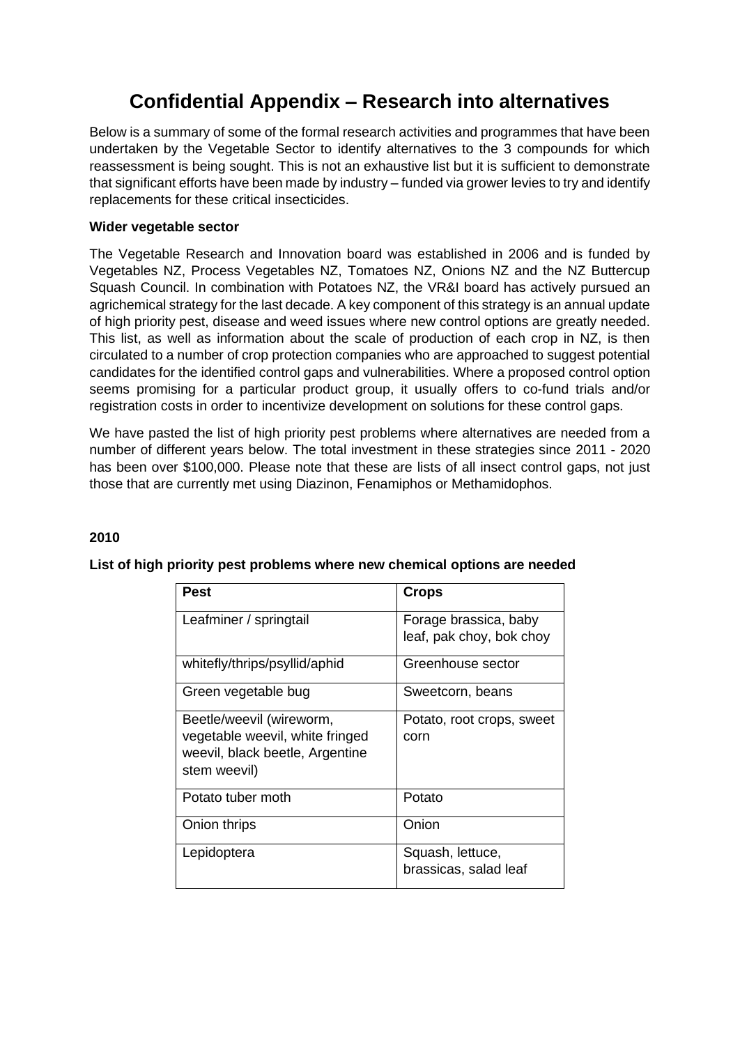# Confidential Appendix – Research into alternatives

Below is a summary of some of the formal research activities and programmes that have been undertaken by the Vegetable Sector to identify alternatives to the 3 compounds for which reassessment is being sought. This is not an exhaustive list but it is sufficient to demonstrate that significant efforts have been made by industry – funded via grower levies to try and identify replacements for these critical insecticides.

**Wider vegetable sector**

The Vegetable Research and Innovation board was established in 2006 and is funded by Vegetables NZ, Process Vegetables NZ, Tomatoes NZ, Onions NZ and the NZ Buttercup Squash Council. In combination with Potatoes NZ, the VR&I board has actively pursued an agrichemical strategy for the last decade. A key component of this strategy is an annual update of high priority pest, disease and weed issues where new control options are greatly needed. This list, as well as information about the scale of production of each crop in NZ, is then circulated to a number of crop protection companies who are approached to suggest potential candidates for the identified control gaps and vulnerabilities. Where a proposed control option seems promising for a particular product group, it usually offers to co-fund trials and/or registration costs in order to incentivize development on solutions for these control gaps.

We have pasted the list of high priority pest problems where alternatives are needed from a number of different years below. The total investment in these strategies since 2011 - 2020 has been over $100,000. Please note that these are lists of all insect control gaps, not just those that are currently met using Diazinon, Fenamiphos or Methamidophos.

**2010**

**List of high priority pest problems where new chemical options are needed**

| Pest | Crops |
|---|---|
| Leafminer / springtail | Forage brassica, baby leaf, pak choy, bok choy |
| whitefly/thrips/psyllid/aphid | Greenhouse sector |
| Green vegetable bug | Sweetcorn, beans |
| Beetle/weevil (wireworm, vegetable weevil, white fringed weevil, black beetle, Argentine stem weevil) | Potato, root crops, sweet corn |
| Potato tuber moth | Potato |
| Onion thrips | Onion |
| Lepidoptera | Squash, lettuce, brassicas, salad leaf |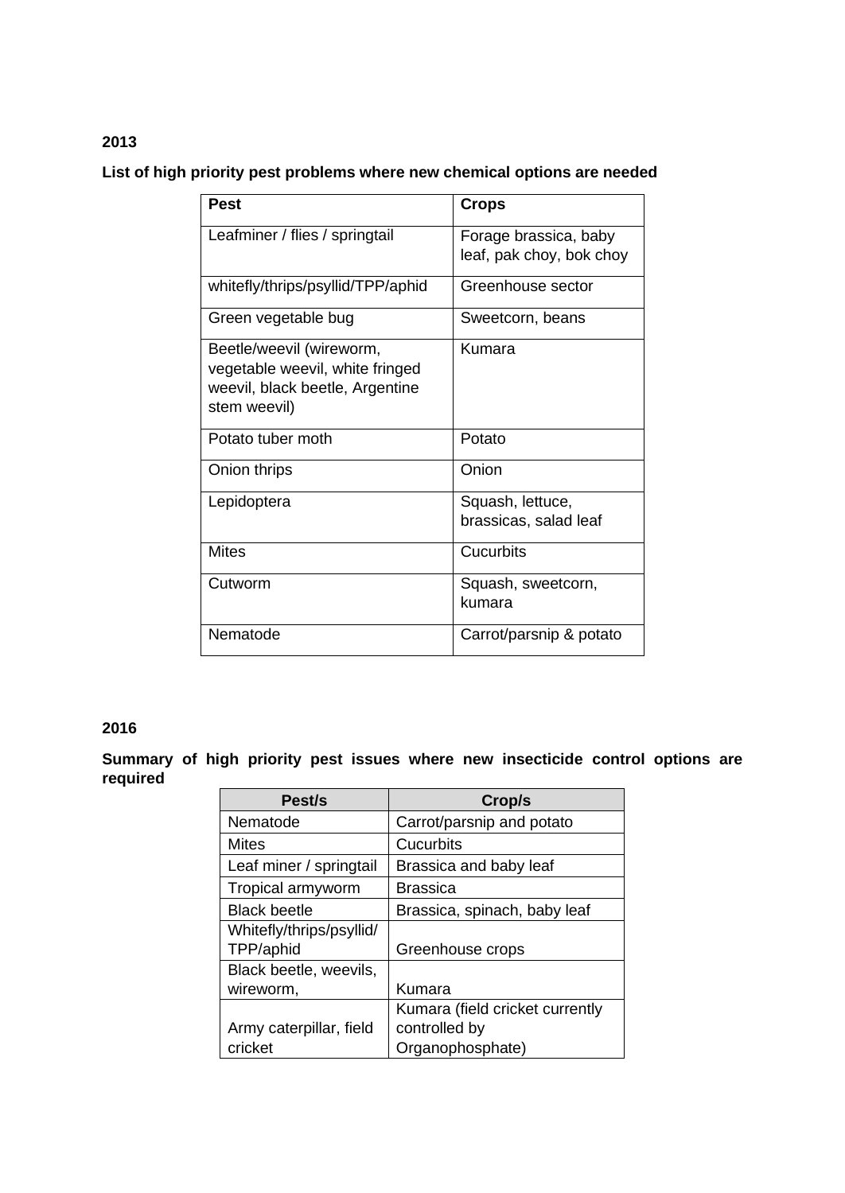**2013**

**List of high priority pest problems where new chemical options are needed**

| Pest | Crops |
|---|---|
| Leafminer / flies / springtail | Forage brassica, baby leaf, pak choy, bok choy |
| whitefly/thrips/psyllid/TPP/aphid | Greenhouse sector |
| Green vegetable bug | Sweetcorn, beans |
| Beetle/weevil (wireworm, vegetable weevil, white fringed weevil, black beetle, Argentine stem weevil) | Kumara |
| Potato tuber moth | Potato |
| Onion thrips | Onion |
| Lepidoptera | Squash, lettuce, brassicas, salad leaf |
| Mites | Cucurbits |
| Cutworm | Squash, sweetcorn, kumara |
| Nematode | Carrot/parsnip & potato |

**2016**

**Summary of high priority pest issues where new insecticide control options are required**

| Pest/s | Crop/s |
|---|---|
| Nematode | Carrot/parsnip and potato |
| Mites | Cucurbits |
| Leaf miner / springtail | Brassica and baby leaf |
| Tropical armyworm | Brassica |
| Black beetle | Brassica, spinach, baby leaf |
| Whitefly/thrips/psyllid/ TPP/aphid | Greenhouse crops |
| Black beetle, weevils, wireworm, | Kumara |
| Army caterpillar, field cricket | Kumara (field cricket currently controlled by Organophosphate) |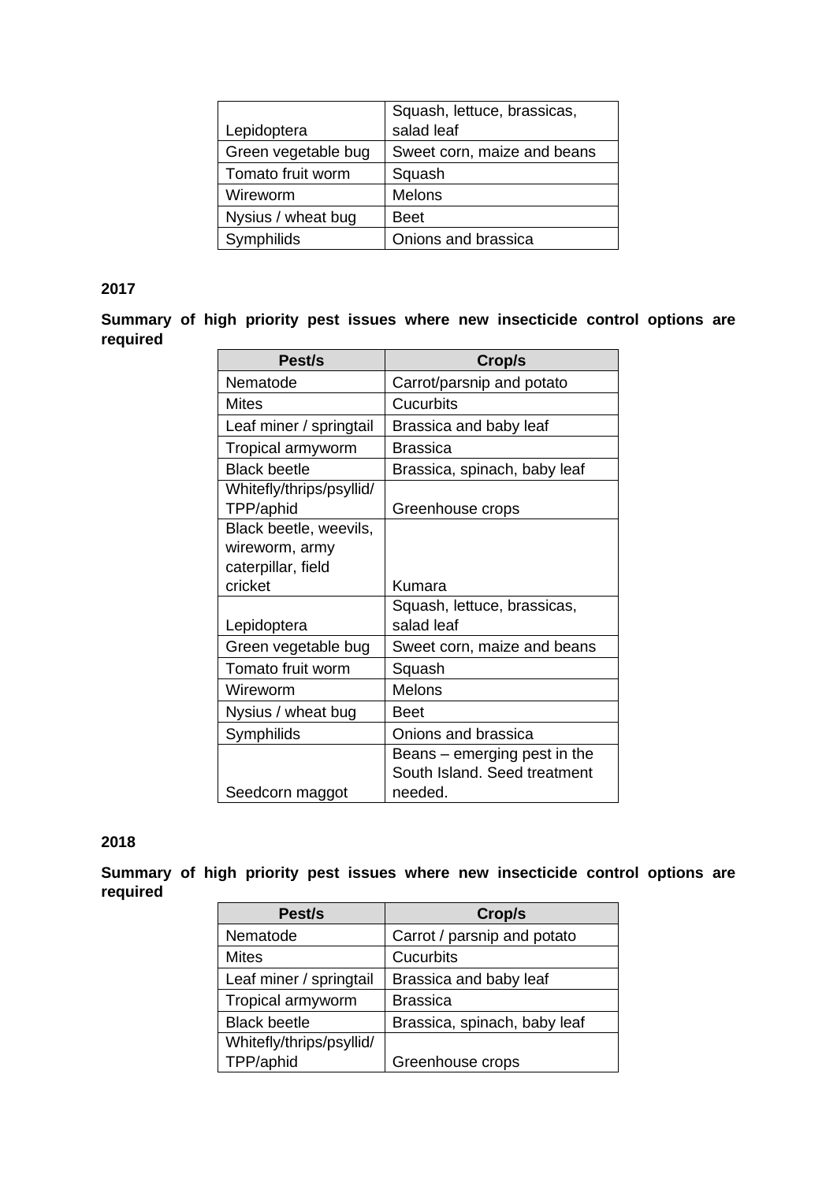| | |
|---|---|
| Lepidoptera | Squash, lettuce, brassicas, salad leaf |
| Green vegetable bug | Sweet corn, maize and beans |
| Tomato fruit worm | Squash |
| Wireworm | Melons |
| Nysius / wheat bug | Beet |
| Symphilids | Onions and brassica |

**2017**

**Summary of high priority pest issues where new insecticide control options are required**

| Pest/s | Crop/s |
|---|---|
| Nematode | Carrot/parsnip and potato |
| Mites | Cucurbits |
| Leaf miner / springtail | Brassica and baby leaf |
| Tropical armyworm | Brassica |
| Black beetle | Brassica, spinach, baby leaf |
| Whitefly/thrips/psyllid/ TPP/aphid | Greenhouse crops |
| Black beetle, weevils, wireworm, army caterpillar, field cricket | Kumara |
| Lepidoptera | Squash, lettuce, brassicas, salad leaf |
| Green vegetable bug | Sweet corn, maize and beans |
| Tomato fruit worm | Squash |
| Wireworm | Melons |
| Nysius / wheat bug | Beet |
| Symphilids | Onions and brassica |
| Seedcorn maggot | Beans – emerging pest in the South Island. Seed treatment needed. |

**2018**

**Summary of high priority pest issues where new insecticide control options are required**

| Pest/s | Crop/s |
|---|---|
| Nematode | Carrot / parsnip and potato |
| Mites | Cucurbits |
| Leaf miner / springtail | Brassica and baby leaf |
| Tropical armyworm | Brassica |
| Black beetle | Brassica, spinach, baby leaf |
| Whitefly/thrips/psyllid/ TPP/aphid | Greenhouse crops |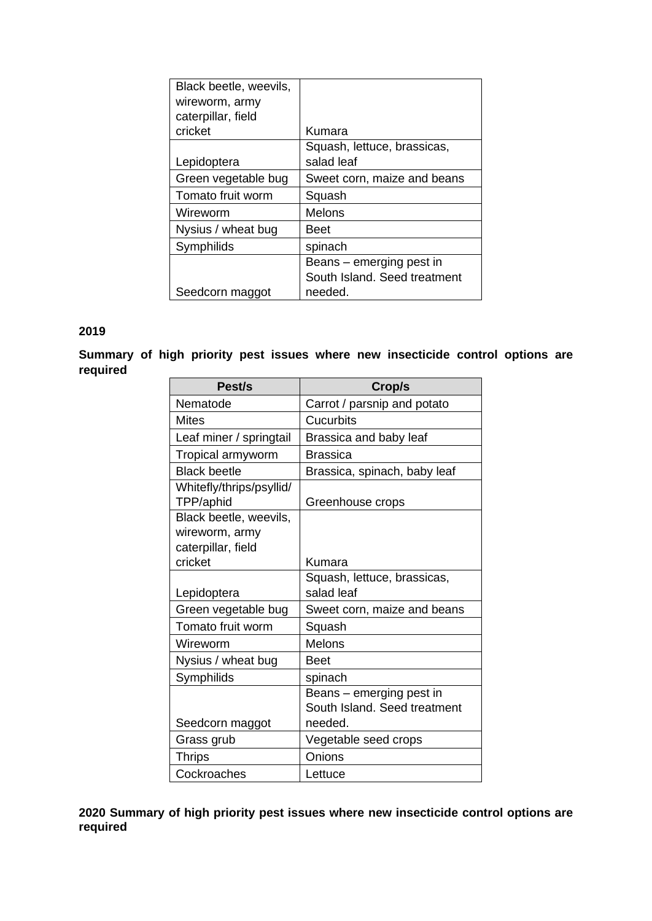| | |
|---|---|
| Black beetle, weevils, wireworm, army caterpillar, field cricket | Kumara |
| Lepidoptera | Squash, lettuce, brassicas, salad leaf |
| Green vegetable bug | Sweet corn, maize and beans |
| Tomato fruit worm | Squash |
| Wireworm | Melons |
| Nysius / wheat bug | Beet |
| Symphilids | spinach |
| Seedcorn maggot | Beans – emerging pest in South Island. Seed treatment needed. |

**2019**

**Summary of high priority pest issues where new insecticide control options are required**

| Pest/s | Crop/s |
|---|---|
| Nematode | Carrot / parsnip and potato |
| Mites | Cucurbits |
| Leaf miner / springtail | Brassica and baby leaf |
| Tropical armyworm | Brassica |
| Black beetle | Brassica, spinach, baby leaf |
| Whitefly/thrips/psyllid/ TPP/aphid | Greenhouse crops |
| Black beetle, weevils, wireworm, army caterpillar, field cricket | Kumara |
| Lepidoptera | Squash, lettuce, brassicas, salad leaf |
| Green vegetable bug | Sweet corn, maize and beans |
| Tomato fruit worm | Squash |
| Wireworm | Melons |
| Nysius / wheat bug | Beet |
| Symphilids | spinach |
| Seedcorn maggot | Beans – emerging pest in South Island. Seed treatment needed. |
| Grass grub | Vegetable seed crops |
| Thrips | Onions |
| Cockroaches | Lettuce |

**2020 Summary of high priority pest issues where new insecticide control options are required**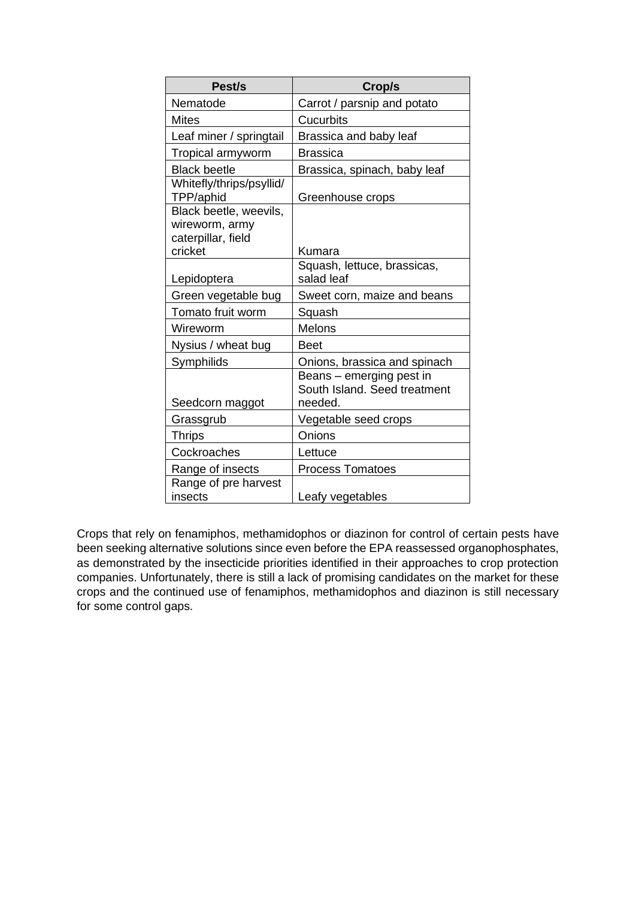| Pest/s | Crop/s |
|---|---|
| Nematode | Carrot / parsnip and potato |
| Mites | Cucurbits |
| Leaf miner / springtail | Brassica and baby leaf |
| Tropical armyworm | Brassica |
| Black beetle | Brassica, spinach, baby leaf |
| Whitefly/thrips/psyllid/ TPP/aphid | Greenhouse crops |
| Black beetle, weevils, wireworm, army caterpillar, field cricket | Kumara |
| Lepidoptera | Squash, lettuce, brassicas, salad leaf |
| Green vegetable bug | Sweet corn, maize and beans |
| Tomato fruit worm | Squash |
| Wireworm | Melons |
| Nysius / wheat bug | Beet |
| Symphilids | Onions, brassica and spinach |
| Seedcorn maggot | Beans – emerging pest in South Island. Seed treatment needed. |
| Grassgrub | Vegetable seed crops |
| Thrips | Onions |
| Cockroaches | Lettuce |
| Range of insects | Process Tomatoes |
| Range of pre harvest insects | Leafy vegetables |

Crops that rely on fenamiphos, methamidophos or diazinon for control of certain pests have been seeking alternative solutions since even before the EPA reassessed organophosphates, as demonstrated by the insecticide priorities identified in their approaches to crop protection companies. Unfortunately, there is still a lack of promising candidates on the market for these crops and the continued use of fenamiphos, methamidophos and diazinon is still necessary for some control gaps.